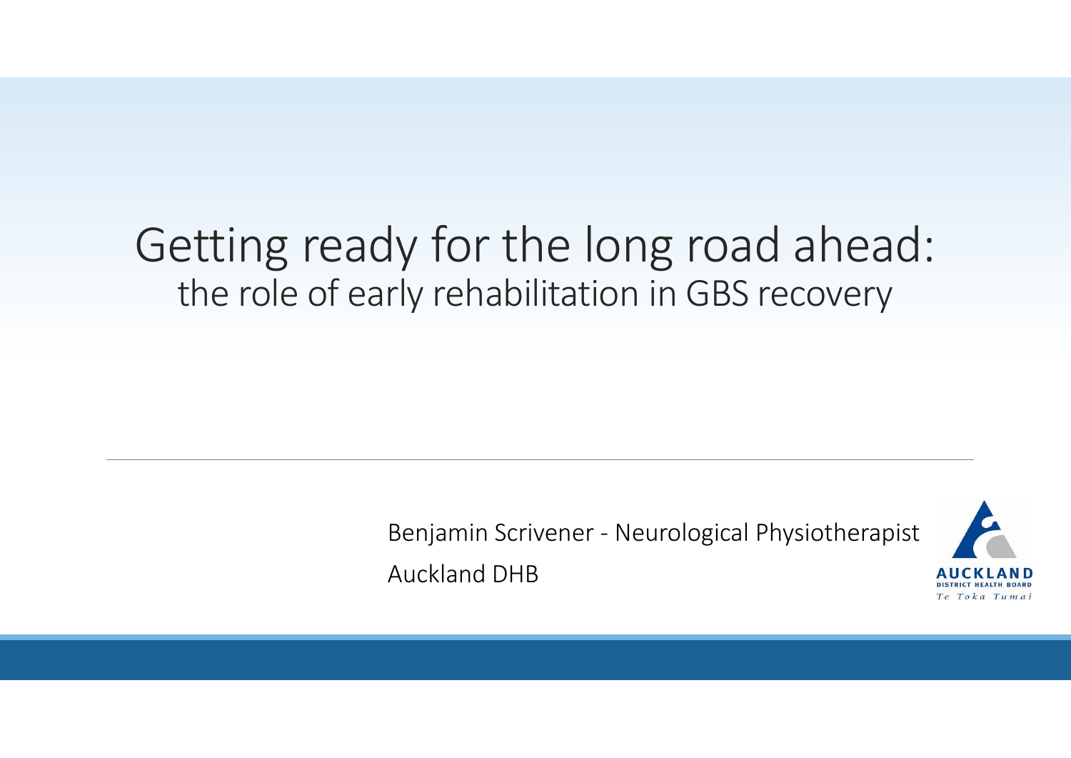# Getting ready for the long road ahead:

## the role of early rehabilitation in GBS recovery

Benjamin Scrivener - Neurological Physiotherapist

Auckland DHB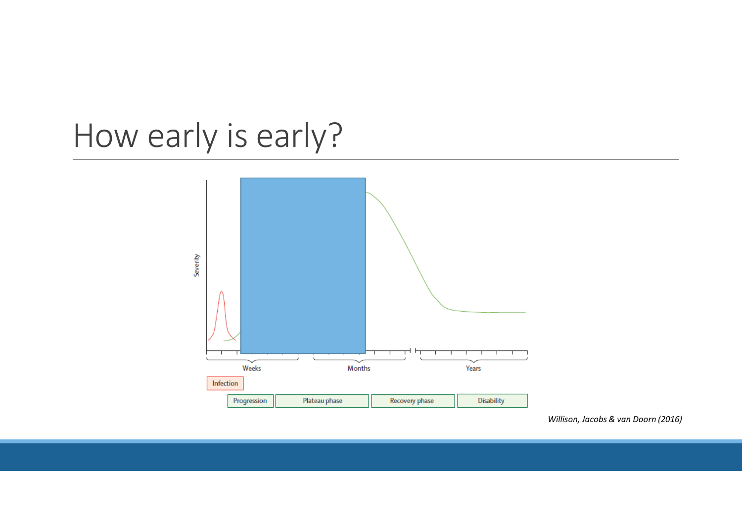# How early is early?

Severity

Weeks

Months

Years

Infection

Progression

Plateau phase

Recovery phase

Disability

*Willison, Jacobs & van Doorn (2016)*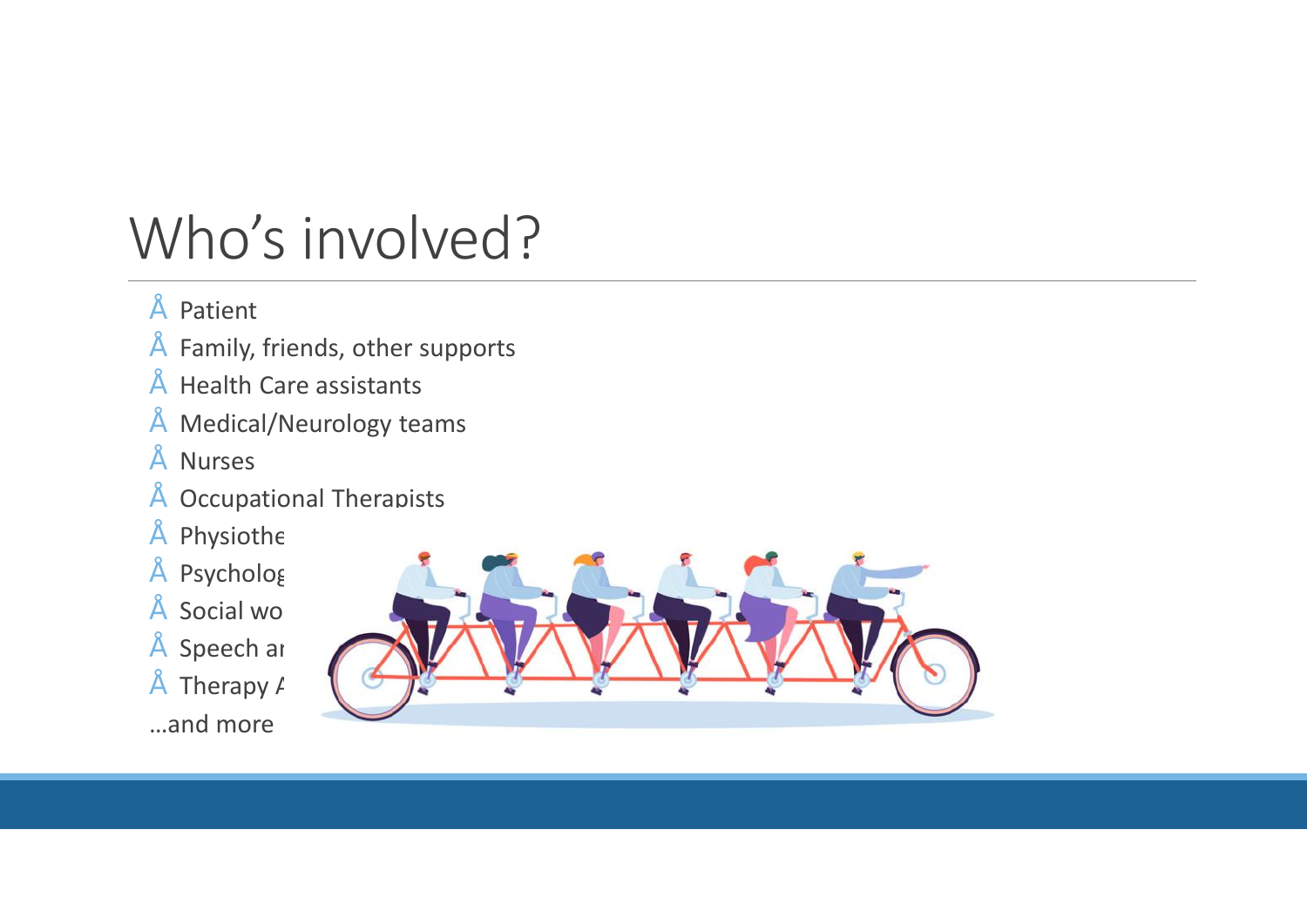# Who's involved?

- Patient
- Family, friends, other supports
- Health Care assistants
- Medical/Neurology teams
- Nurses
- Occupational Therapists
- Physiothe
- Psycholog
- Social wo
- Speech ar
- Therapy A

…and more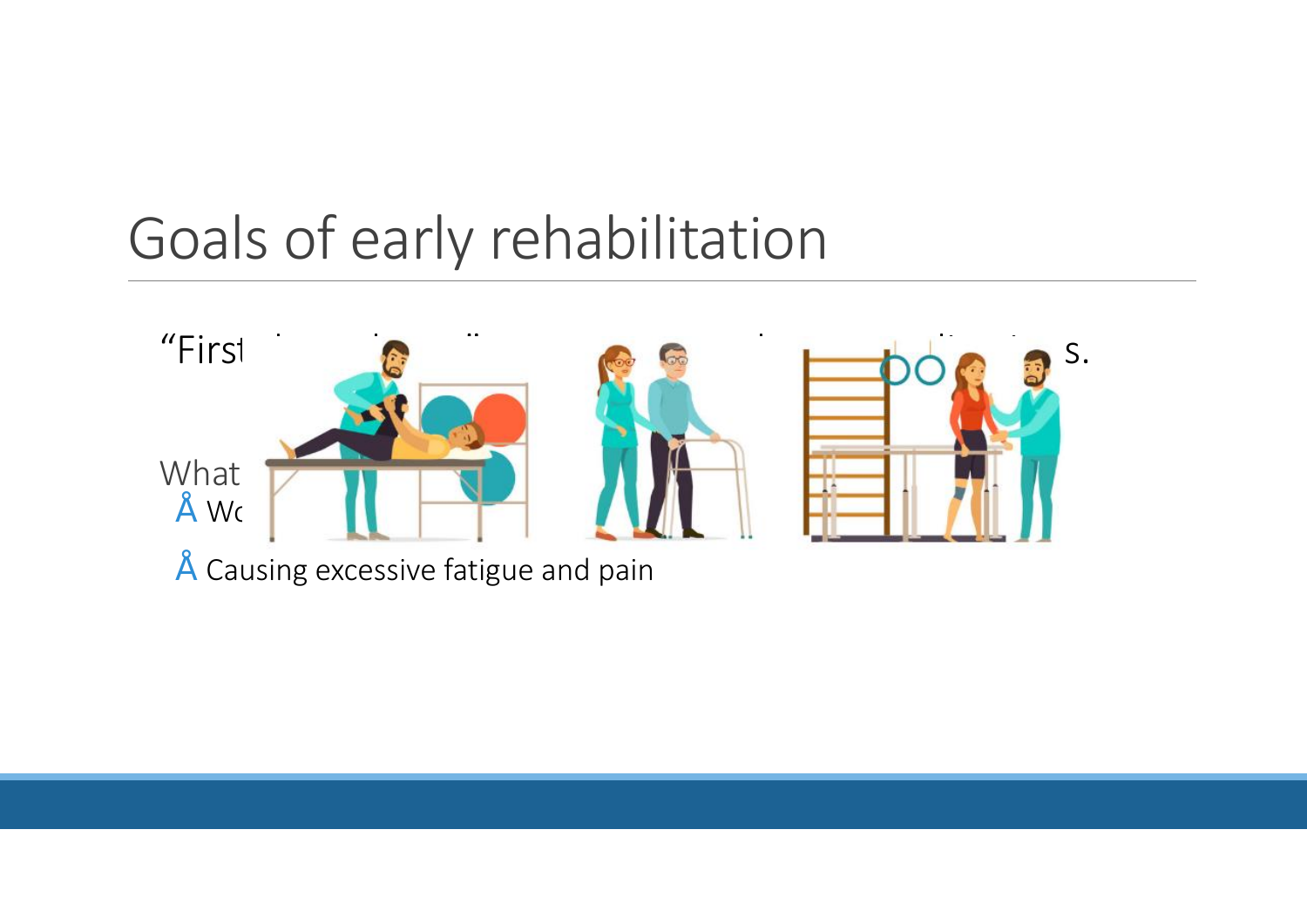# Goals of early rehabilitation

“First … s.

What

- Wo
- Causing excessive fatigue and pain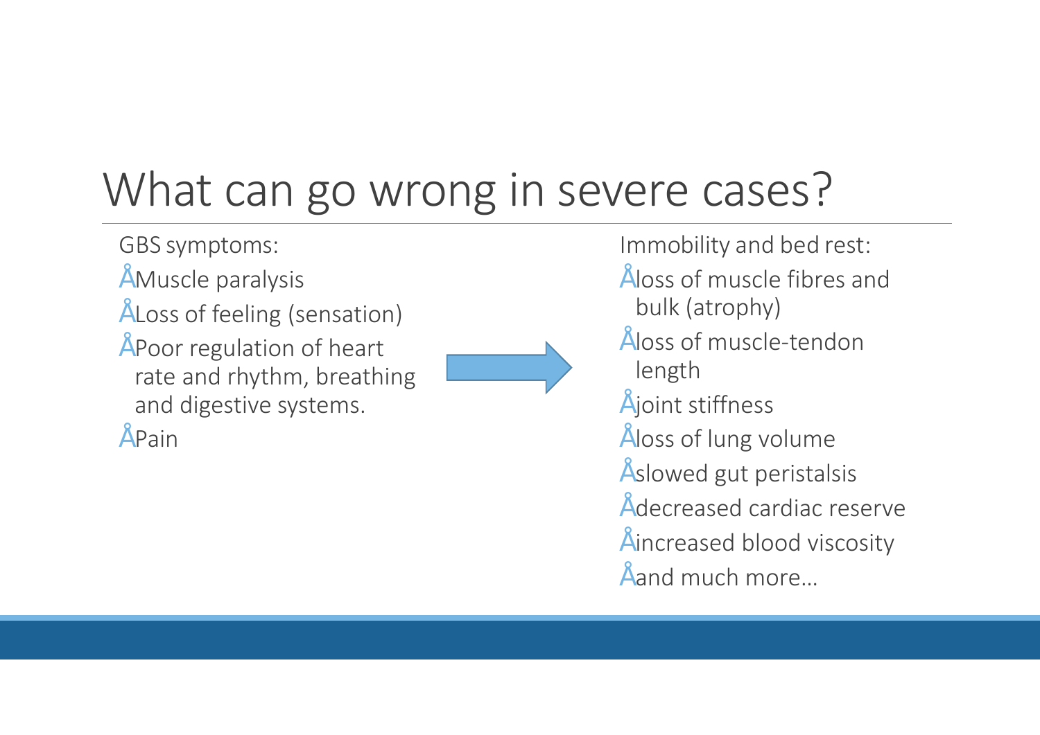# What can go wrong in severe cases?

GBS symptoms:

- Muscle paralysis
- Loss of feeling (sensation)
- Poor regulation of heart rate and rhythm, breathing and digestive systems.
- Pain

Immobility and bed rest:

- loss of muscle fibres and bulk (atrophy)
- loss of muscle-tendon length
- joint stiffness
- loss of lung volume
- slowed gut peristalsis
- decreased cardiac reserve
- increased blood viscosity
- and much more…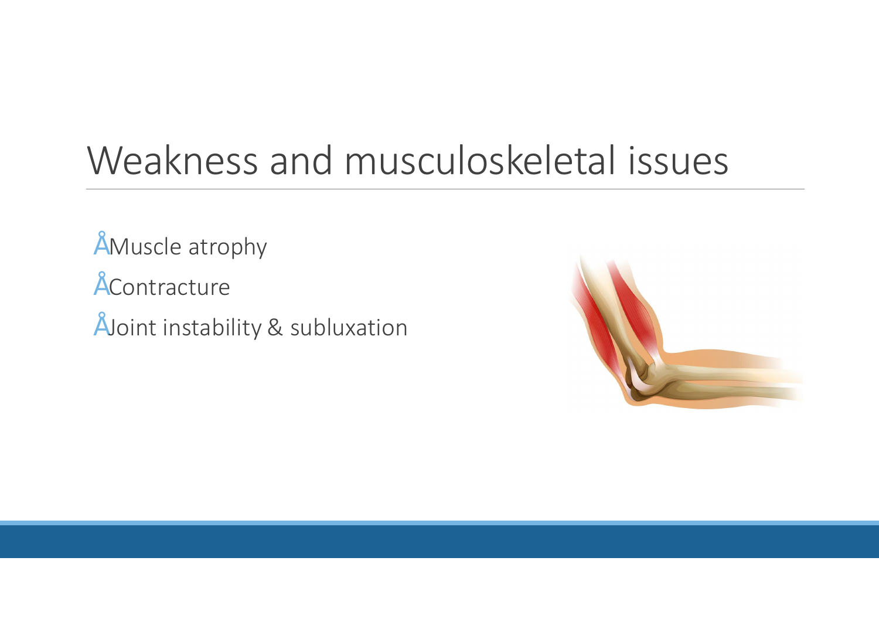# Weakness and musculoskeletal issues

- Muscle atrophy
- Contracture
- Joint instability & subluxation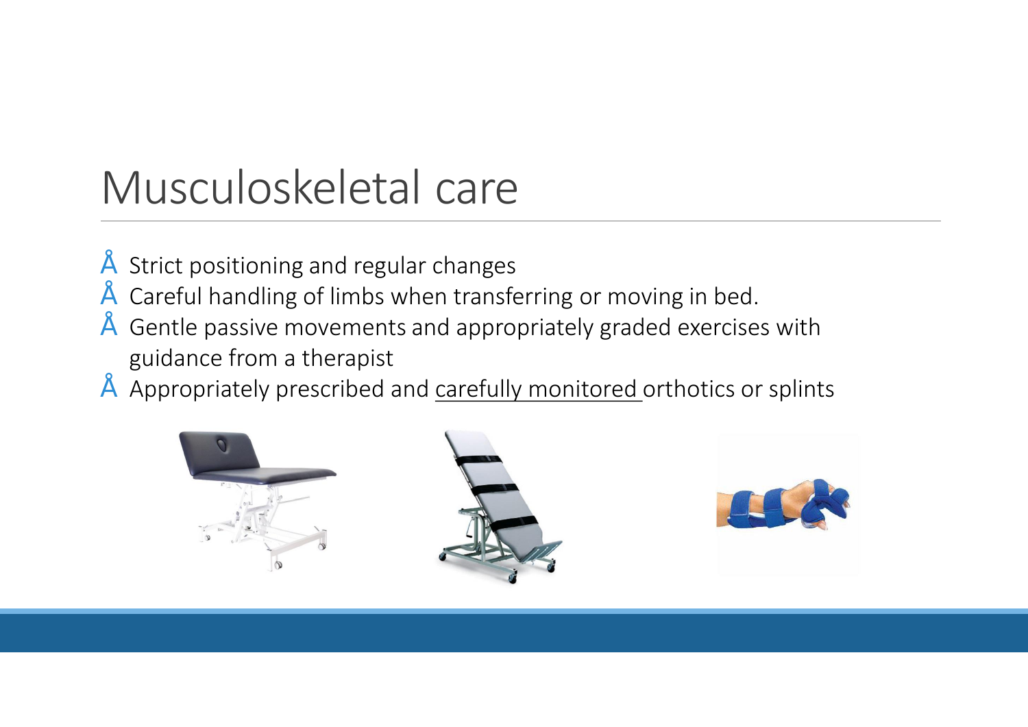# Musculoskeletal care

- Strict positioning and regular changes
- Careful handling of limbs when transferring or moving in bed.
- Gentle passive movements and appropriately graded exercises with guidance from a therapist
- Appropriately prescribed and carefully monitored orthotics or splints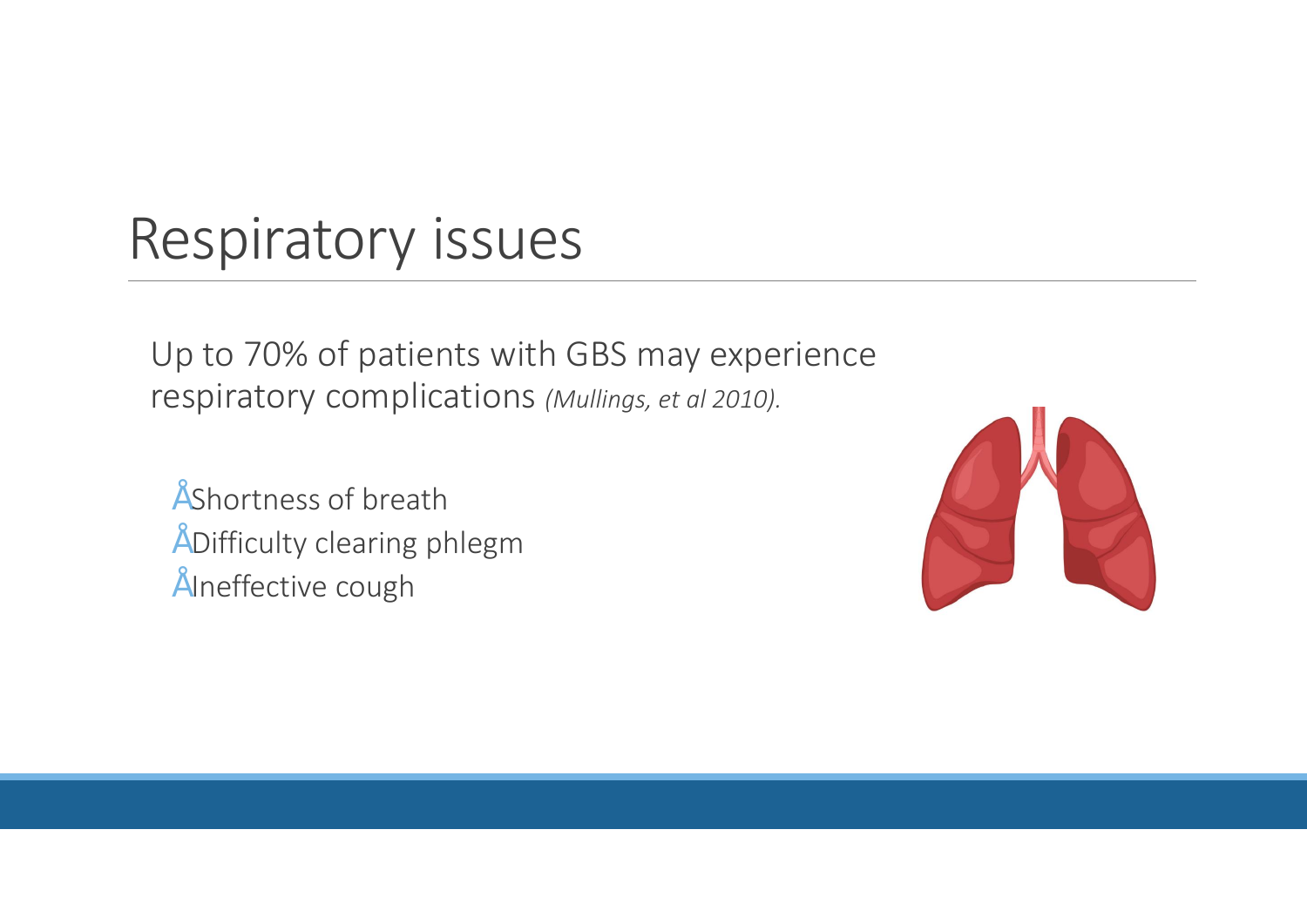# Respiratory issues

Up to 70% of patients with GBS may experience respiratory complications *(Mullings, et al 2010).*

- Shortness of breath
- Difficulty clearing phlegm
- Ineffective cough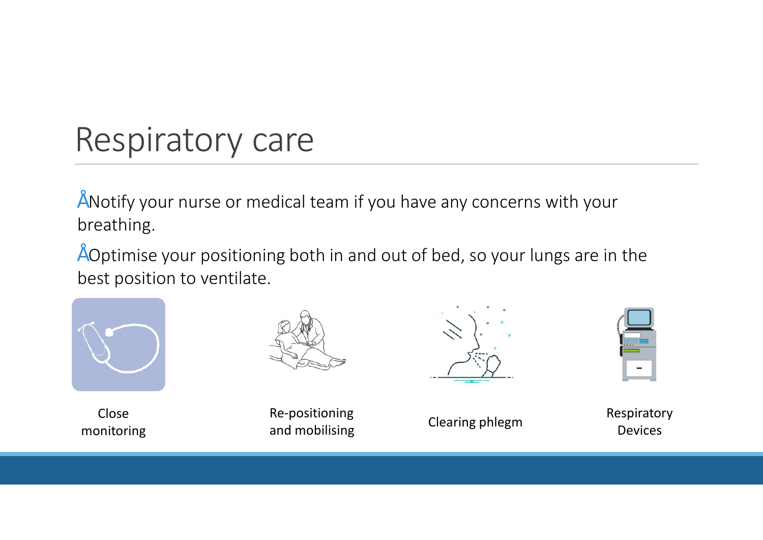# Respiratory care

- Notify your nurse or medical team if you have any concerns with your breathing.
- Optimise your positioning both in and out of bed, so your lungs are in the best position to ventilate.

Close monitoring

Re-positioning and mobilising

Clearing phlegm

Respiratory Devices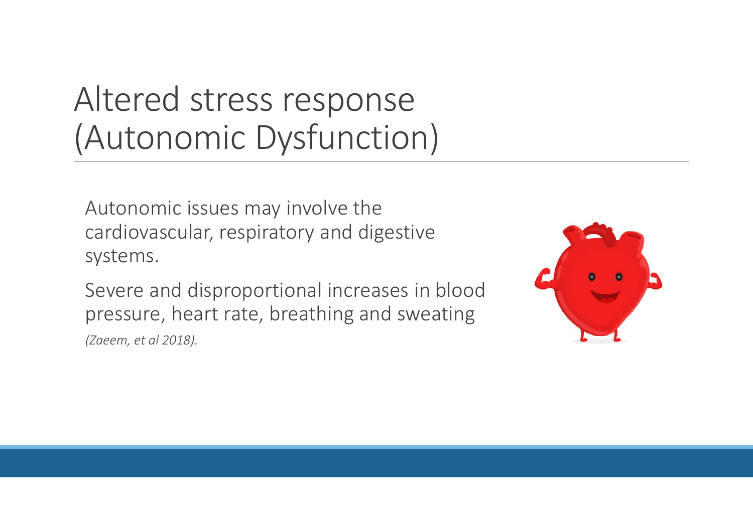# Altered stress response (Autonomic Dysfunction)

Autonomic issues may involve the cardiovascular, respiratory and digestive systems.

Severe and disproportional increases in blood pressure, heart rate, breathing and sweating

*(Zaeem, et al 2018).*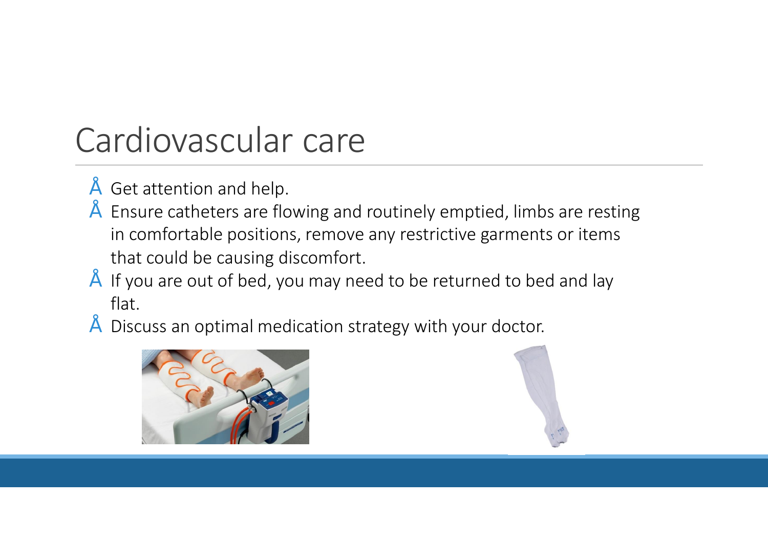# Cardiovascular care

- Get attention and help.
- Ensure catheters are flowing and routinely emptied, limbs are resting in comfortable positions, remove any restrictive garments or items that could be causing discomfort.
- If you are out of bed, you may need to be returned to bed and lay flat.
- Discuss an optimal medication strategy with your doctor.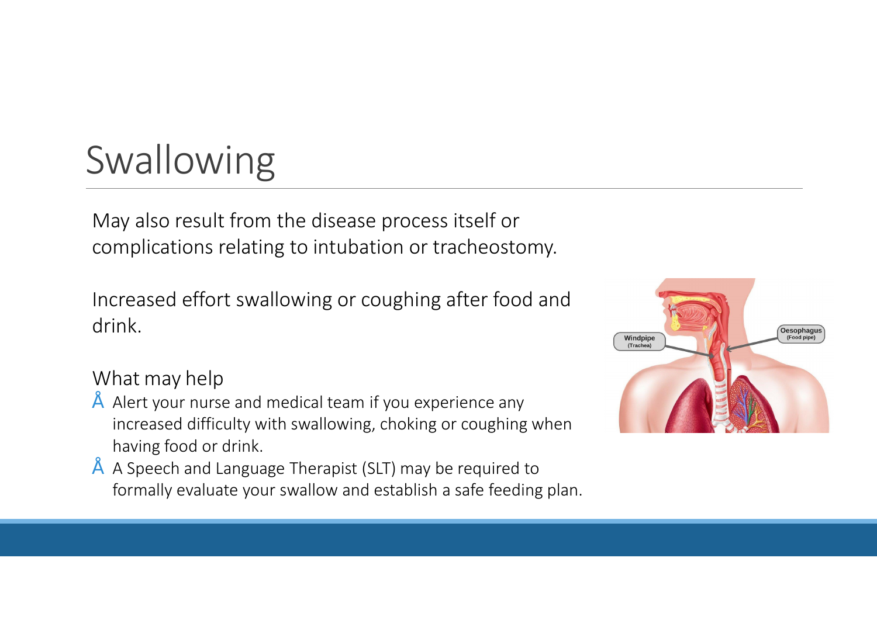# Swallowing

May also result from the disease process itself or complications relating to intubation or tracheostomy.

Increased effort swallowing or coughing after food and drink.

What may help

- Alert your nurse and medical team if you experience any increased difficulty with swallowing, choking or coughing when having food or drink.
- A Speech and Language Therapist (SLT) may be required to formally evaluate your swallow and establish a safe feeding plan.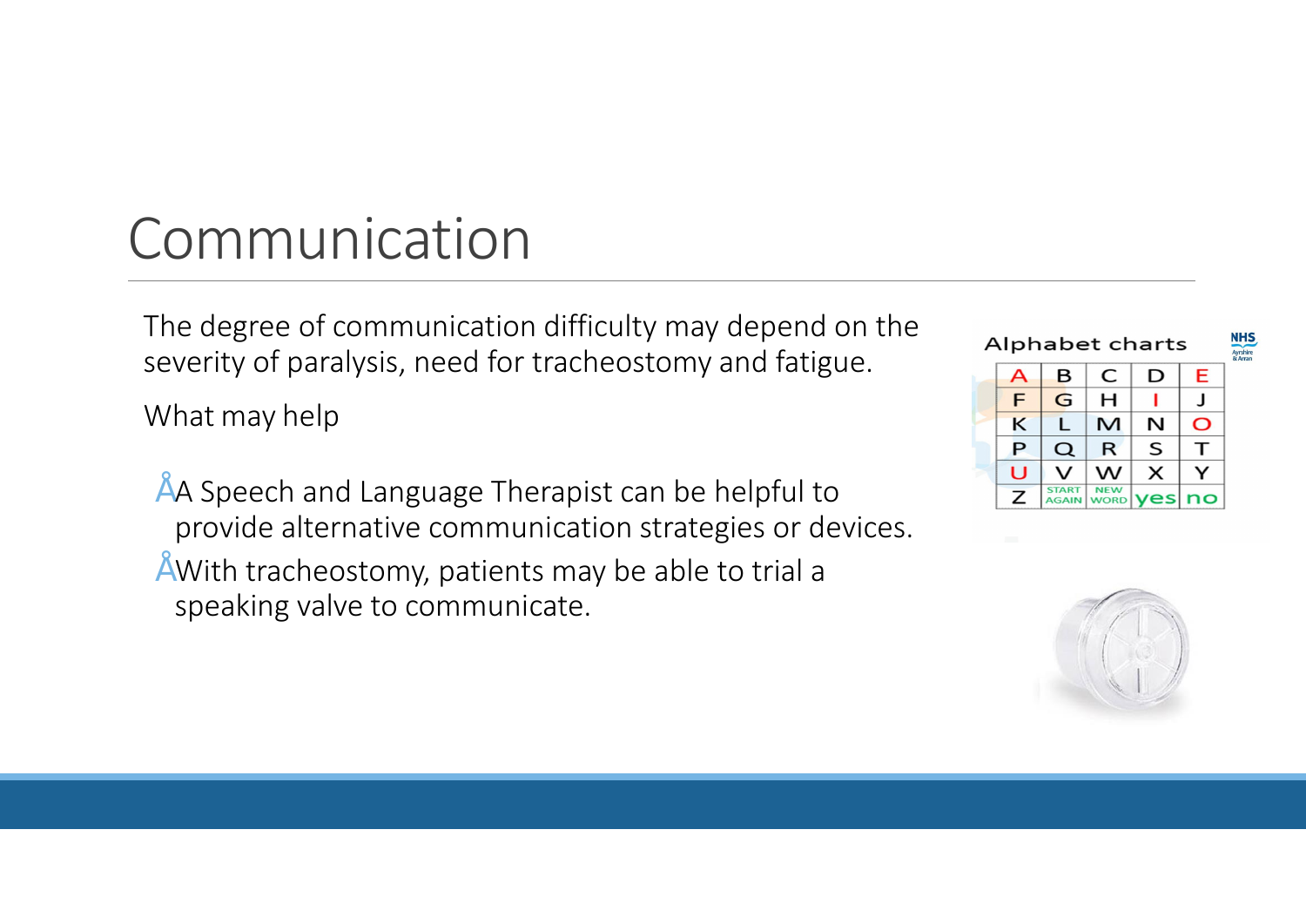# Communication

The degree of communication difficulty may depend on the severity of paralysis, need for tracheostomy and fatigue.

What may help

- A Speech and Language Therapist can be helpful to provide alternative communication strategies or devices.
- With tracheostomy, patients may be able to trial a speaking valve to communicate.

Alphabet charts

| A | B | C | D | E |
|---|---|---|---|---|
| F | G | H | I | J |
| K | L | M | N | O |
| P | Q | R | S | T |
| U | V | W | X | Y |
| Z | START AGAIN | NEW WORD | yes | no |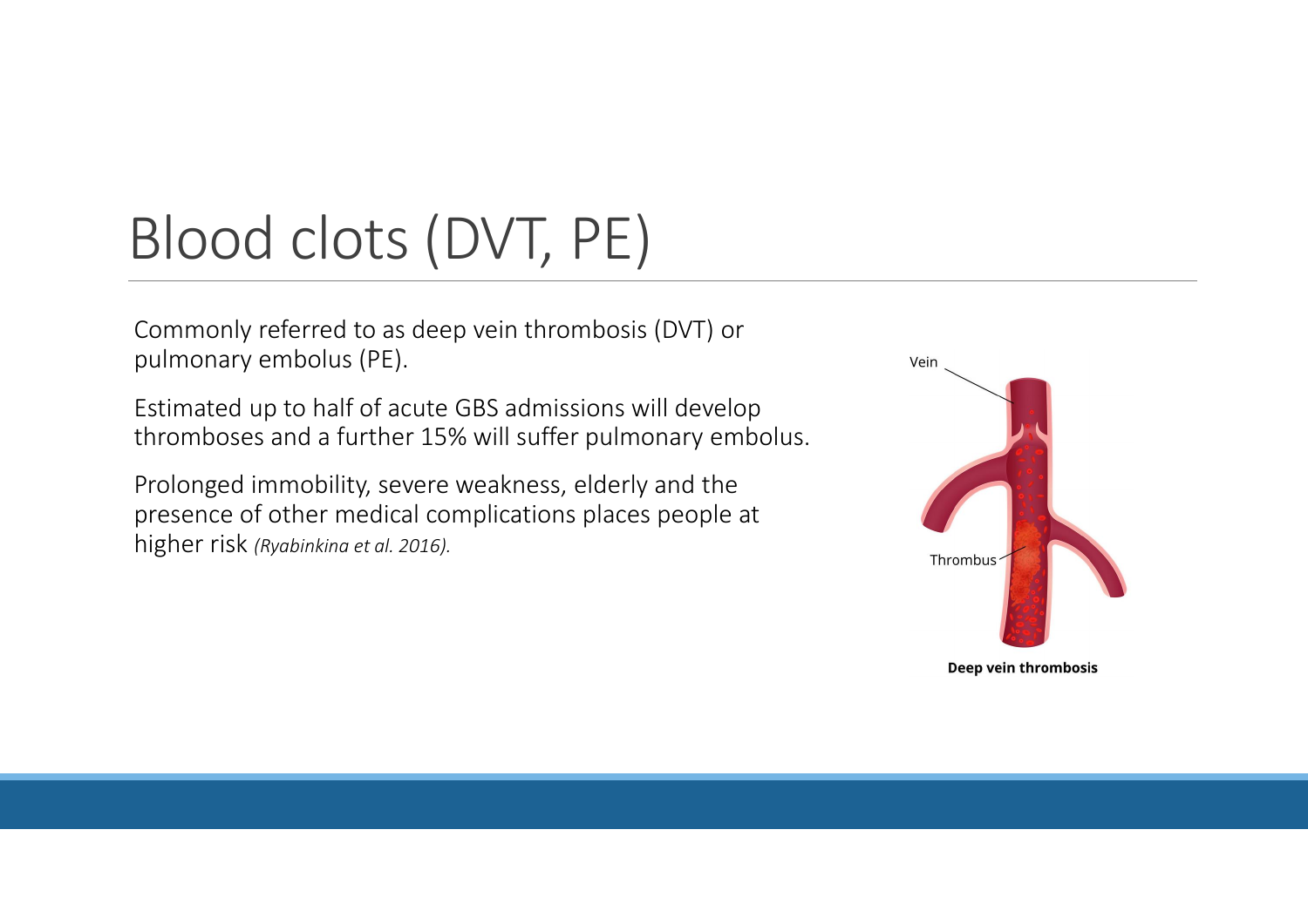# Blood clots (DVT, PE)

Commonly referred to as deep vein thrombosis (DVT) or pulmonary embolus (PE).

Estimated up to half of acute GBS admissions will develop thromboses and a further 15% will suffer pulmonary embolus.

Prolonged immobility, severe weakness, elderly and the presence of other medical complications places people at higher risk *(Ryabinkina et al. 2016).*

Vein

Thrombus

**Deep vein thrombosis**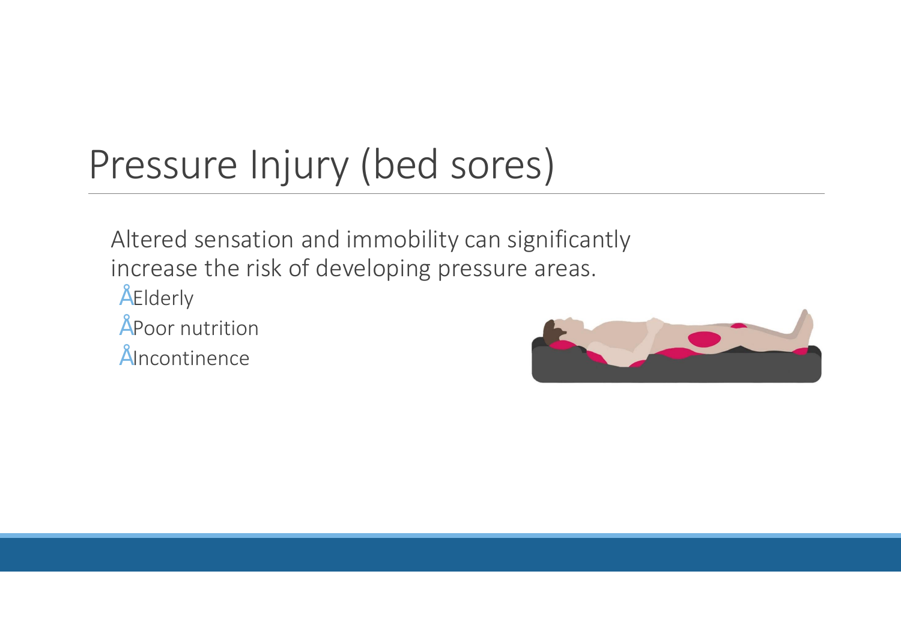# Pressure Injury (bed sores)

Altered sensation and immobility can significantly increase the risk of developing pressure areas.

- Elderly
- Poor nutrition
- Incontinence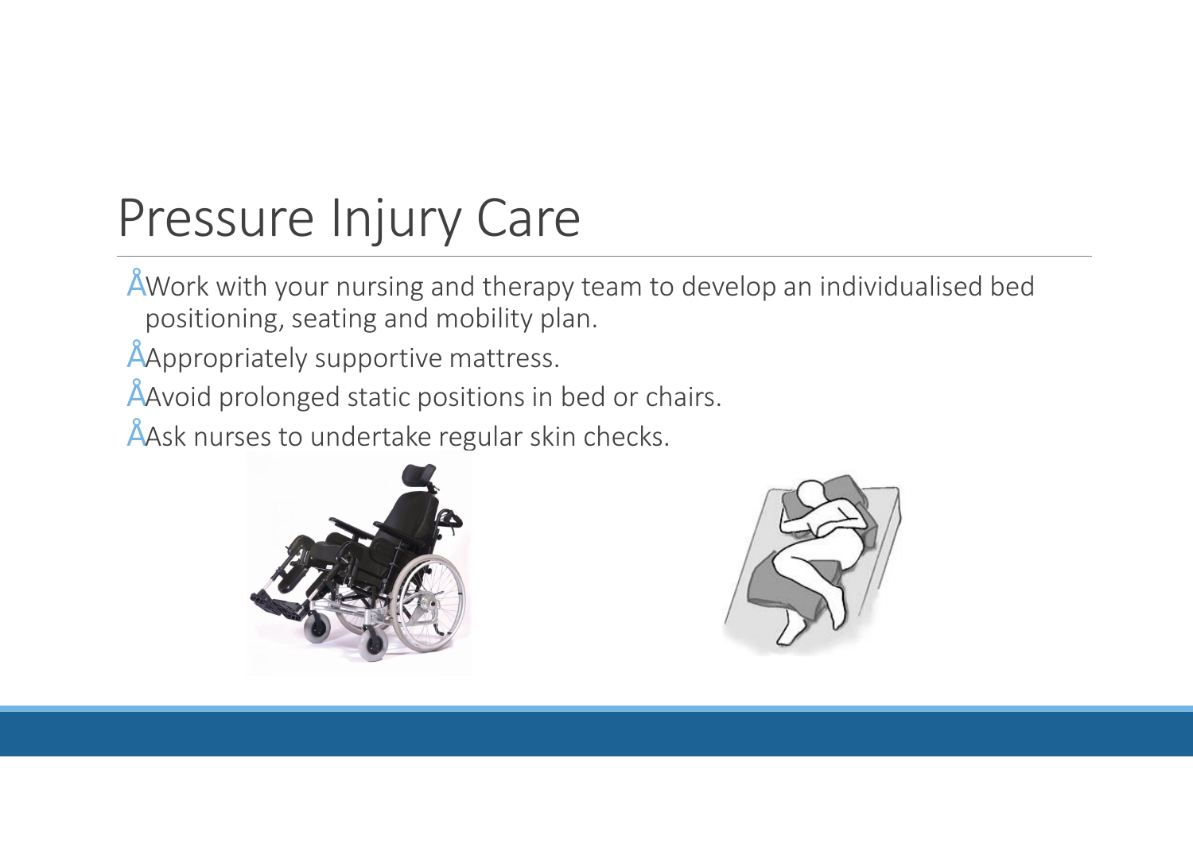# Pressure Injury Care

- Work with your nursing and therapy team to develop an individualised bed positioning, seating and mobility plan.
- Appropriately supportive mattress.
- Avoid prolonged static positions in bed or chairs.
- Ask nurses to undertake regular skin checks.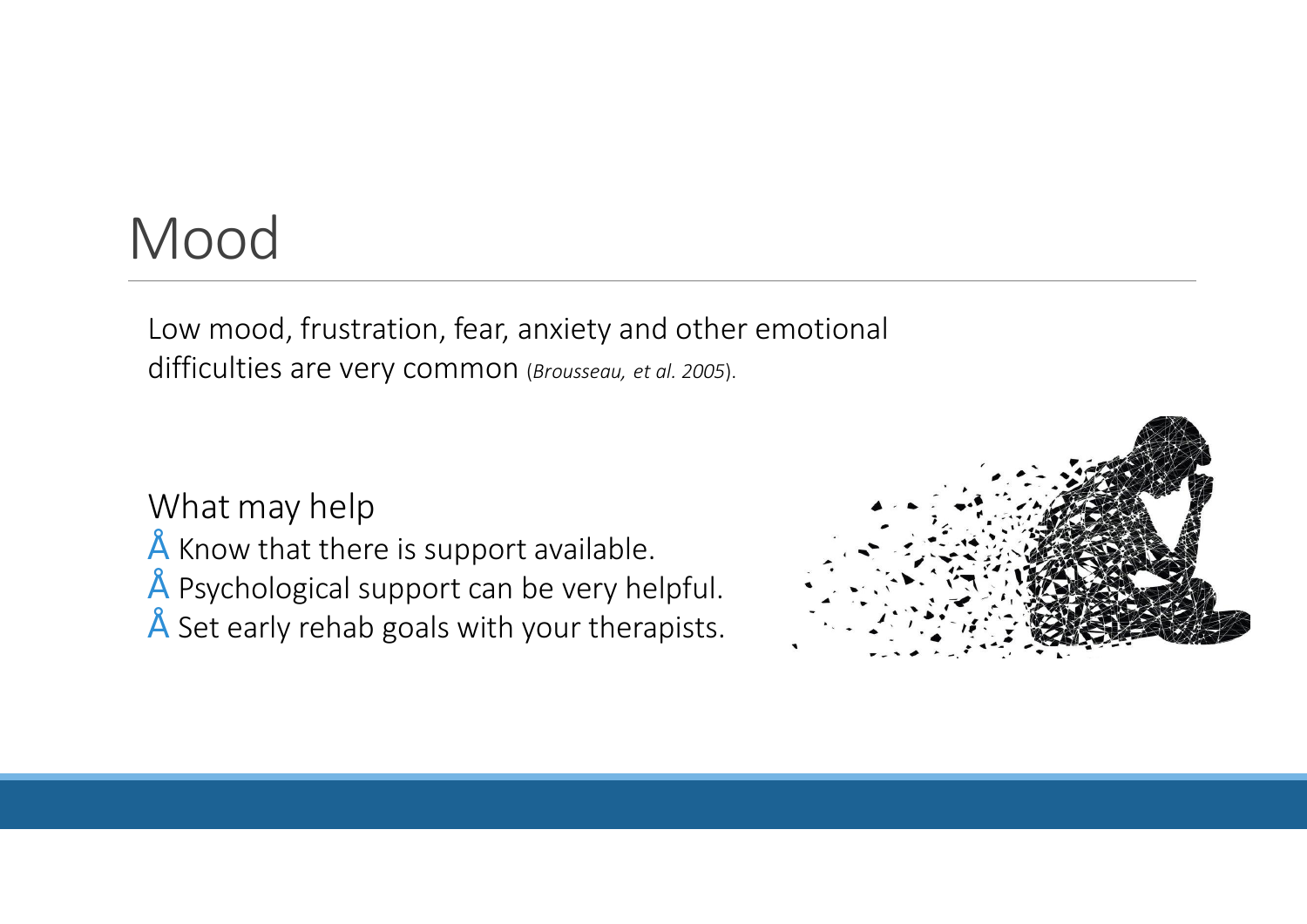# Mood

Low mood, frustration, fear, anxiety and other emotional difficulties are very common (*Brousseau, et al. 2005*).

What may help

- Know that there is support available.
- Psychological support can be very helpful.
- Set early rehab goals with your therapists.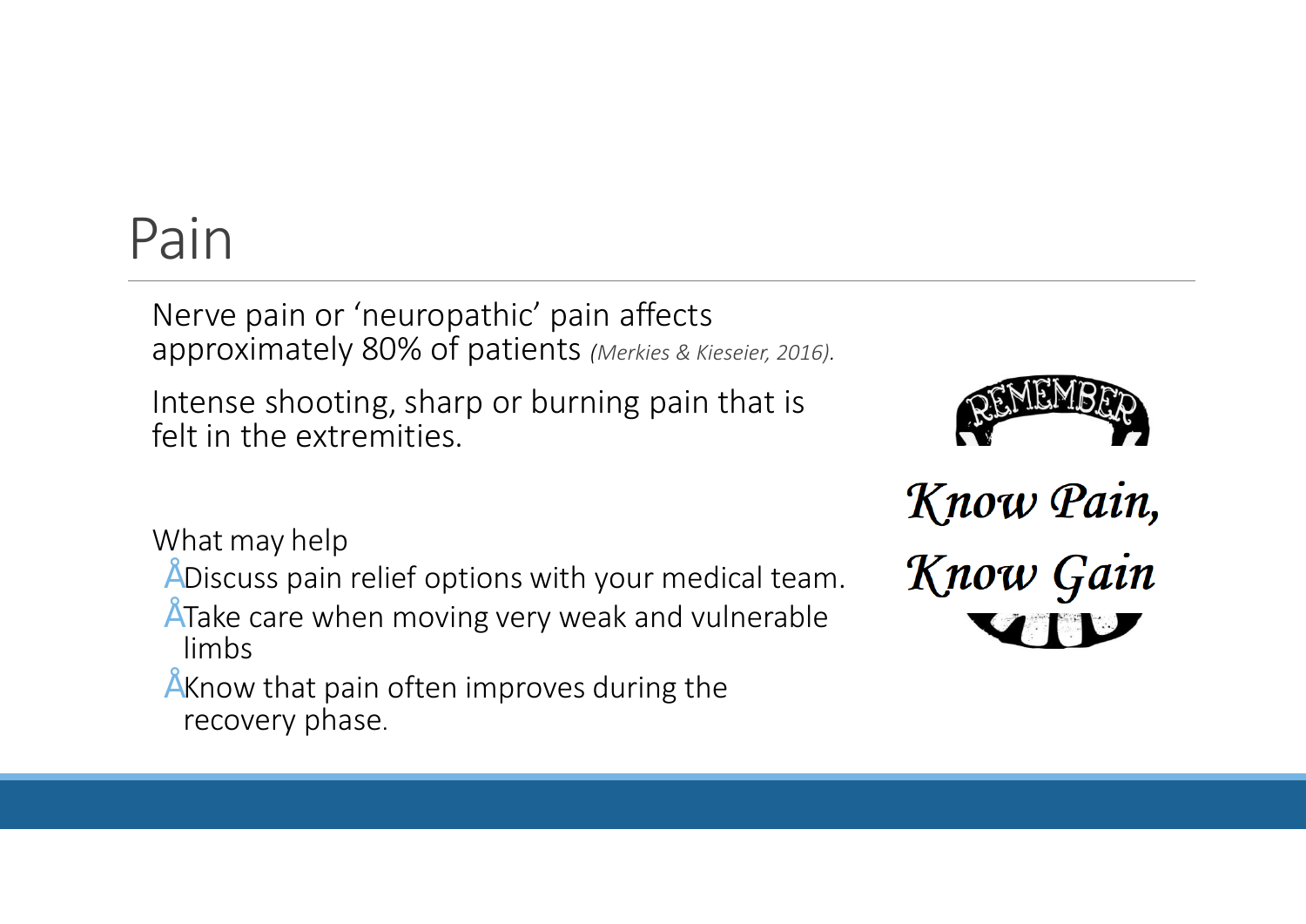# Pain

Nerve pain or 'neuropathic' pain affects approximately 80% of patients *(Merkies & Kieseier, 2016).*

Intense shooting, sharp or burning pain that is felt in the extremities.

What may help

- Discuss pain relief options with your medical team.
- Take care when moving very weak and vulnerable limbs
- Know that pain often improves during the recovery phase.

REMEMBER

*Know Pain, Know Gain*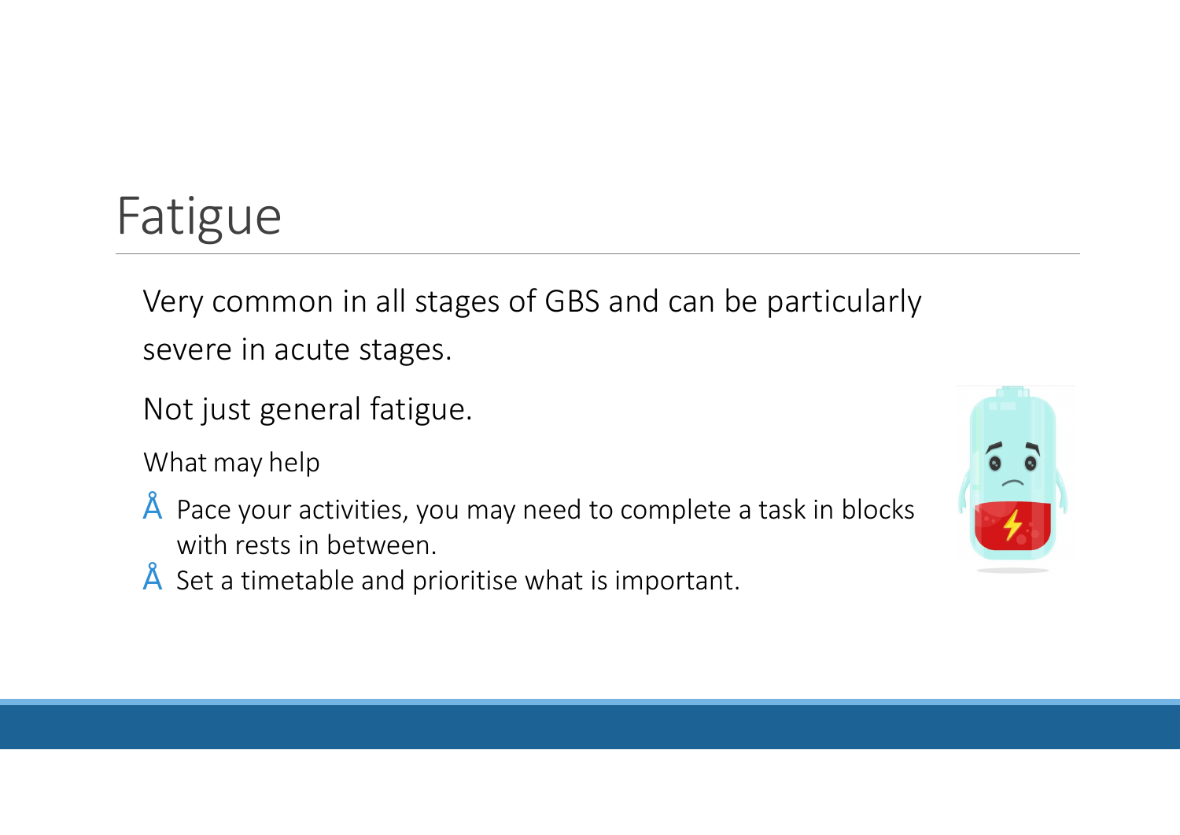# Fatigue

Very common in all stages of GBS and can be particularly severe in acute stages.

Not just general fatigue.

What may help

- Pace your activities, you may need to complete a task in blocks with rests in between.
- Set a timetable and prioritise what is important.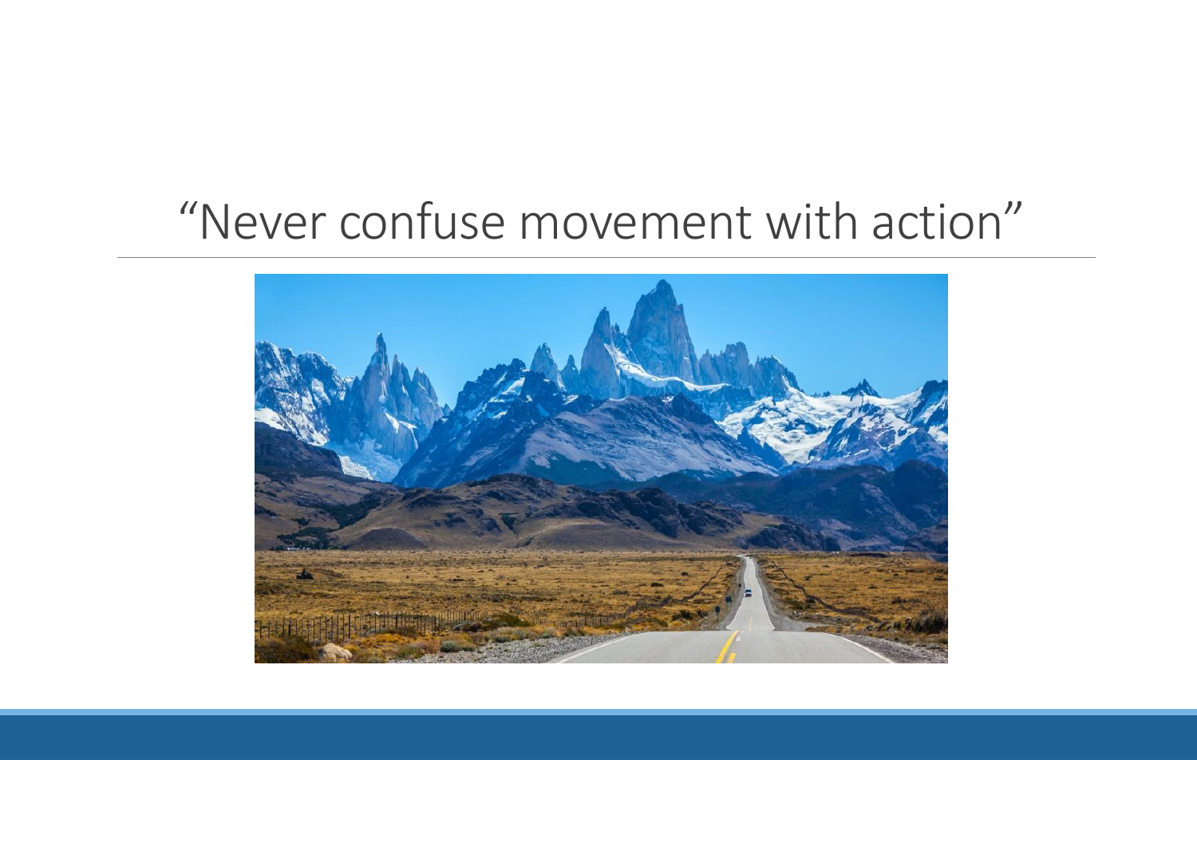# “Never confuse movement with action”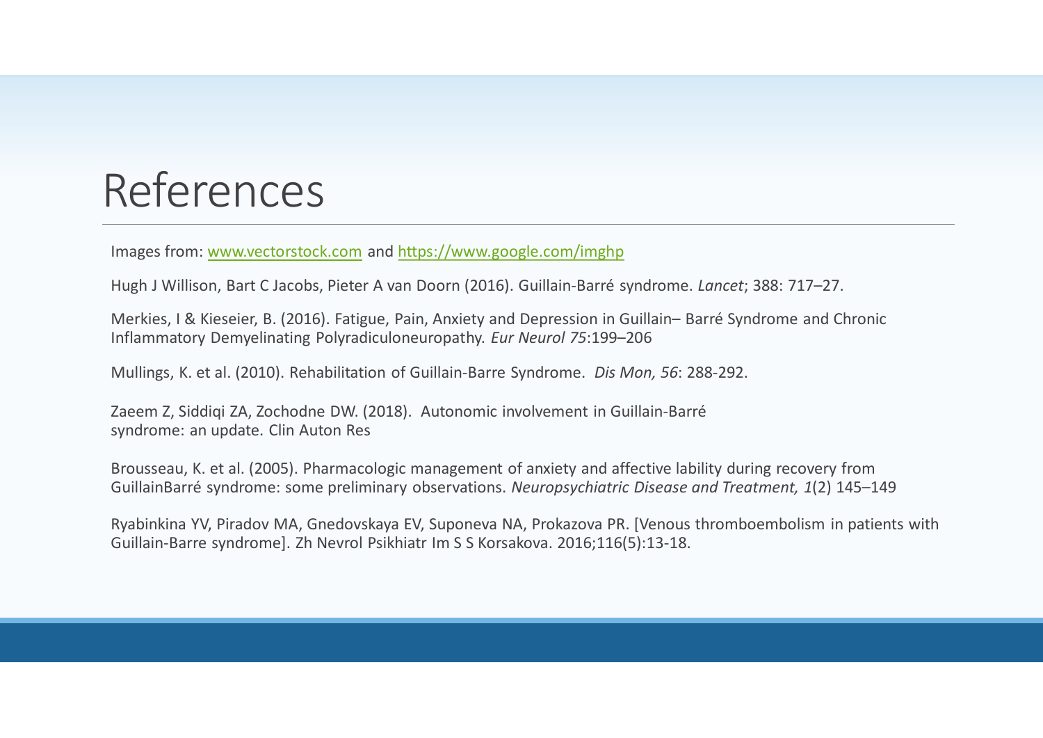# References

Images from: [www.vectorstock.com](www.vectorstock.com) and [https://www.google.com/imghp](https://www.google.com/imghp)

Hugh J Willison, Bart C Jacobs, Pieter A van Doorn (2016). Guillain-Barré syndrome. *Lancet*; 388: 717–27.

Merkies, I & Kieseier, B. (2016). Fatigue, Pain, Anxiety and Depression in Guillain– Barré Syndrome and Chronic Inflammatory Demyelinating Polyradiculoneuropathy. *Eur Neurol 75*:199–206

Mullings, K. et al. (2010). Rehabilitation of Guillain-Barre Syndrome. *Dis Mon, 56*: 288-292.

Zaeem Z, Siddiqi ZA, Zochodne DW. (2018). Autonomic involvement in Guillain-Barré syndrome: an update. Clin Auton Res

Brousseau, K. et al. (2005). Pharmacologic management of anxiety and affective lability during recovery from GuillainBarré syndrome: some preliminary observations. *Neuropsychiatric Disease and Treatment, 1*(2) 145–149

Ryabinkina YV, Piradov MA, Gnedovskaya EV, Suponeva NA, Prokazova PR. [Venous thromboembolism in patients with Guillain-Barre syndrome]. Zh Nevrol Psikhiatr Im S S Korsakova. 2016;116(5):13-18.